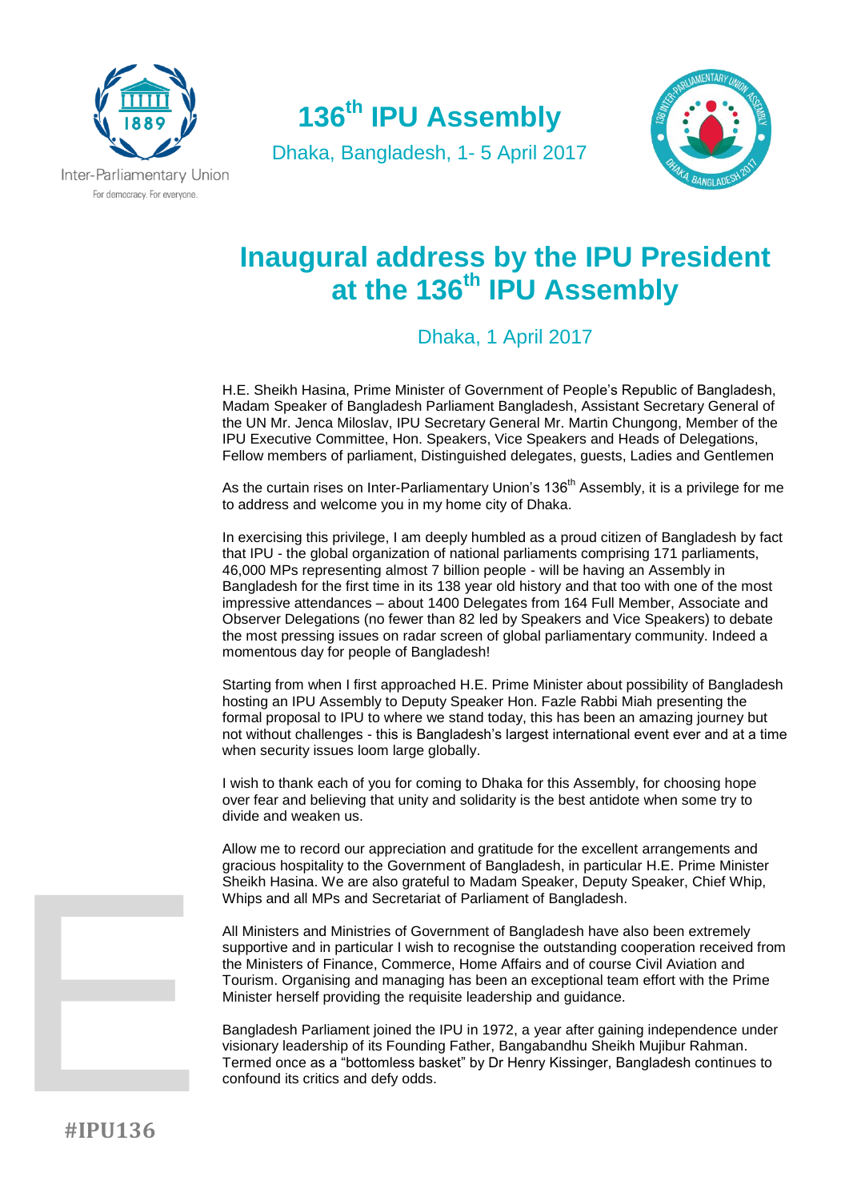Inter-Parliamentary Union
For democracy. For everyone.

# 136th IPU Assembly

Dhaka, Bangladesh, 1- 5 April 2017

## Inaugural address by the IPU President at the 136th IPU Assembly

Dhaka, 1 April 2017

H.E. Sheikh Hasina, Prime Minister of Government of People's Republic of Bangladesh, Madam Speaker of Bangladesh Parliament Bangladesh, Assistant Secretary General of the UN Mr. Jenca Miloslav, IPU Secretary General Mr. Martin Chungong, Member of the IPU Executive Committee, Hon. Speakers, Vice Speakers and Heads of Delegations, Fellow members of parliament, Distinguished delegates, guests, Ladies and Gentlemen

As the curtain rises on Inter-Parliamentary Union's 136th Assembly, it is a privilege for me to address and welcome you in my home city of Dhaka.

In exercising this privilege, I am deeply humbled as a proud citizen of Bangladesh by fact that IPU - the global organization of national parliaments comprising 171 parliaments, 46,000 MPs representing almost 7 billion people - will be having an Assembly in Bangladesh for the first time in its 138 year old history and that too with one of the most impressive attendances – about 1400 Delegates from 164 Full Member, Associate and Observer Delegations (no fewer than 82 led by Speakers and Vice Speakers) to debate the most pressing issues on radar screen of global parliamentary community. Indeed a momentous day for people of Bangladesh!

Starting from when I first approached H.E. Prime Minister about possibility of Bangladesh hosting an IPU Assembly to Deputy Speaker Hon. Fazle Rabbi Miah presenting the formal proposal to IPU to where we stand today, this has been an amazing journey but not without challenges - this is Bangladesh's largest international event ever and at a time when security issues loom large globally.

I wish to thank each of you for coming to Dhaka for this Assembly, for choosing hope over fear and believing that unity and solidarity is the best antidote when some try to divide and weaken us.

Allow me to record our appreciation and gratitude for the excellent arrangements and gracious hospitality to the Government of Bangladesh, in particular H.E. Prime Minister Sheikh Hasina. We are also grateful to Madam Speaker, Deputy Speaker, Chief Whip, Whips and all MPs and Secretariat of Parliament of Bangladesh.

All Ministers and Ministries of Government of Bangladesh have also been extremely supportive and in particular I wish to recognise the outstanding cooperation received from the Ministers of Finance, Commerce, Home Affairs and of course Civil Aviation and Tourism. Organising and managing has been an exceptional team effort with the Prime Minister herself providing the requisite leadership and guidance.

Bangladesh Parliament joined the IPU in 1972, a year after gaining independence under visionary leadership of its Founding Father, Bangabandhu Sheikh Mujibur Rahman. Termed once as a "bottomless basket" by Dr Henry Kissinger, Bangladesh continues to confound its critics and defy odds.

#IPU136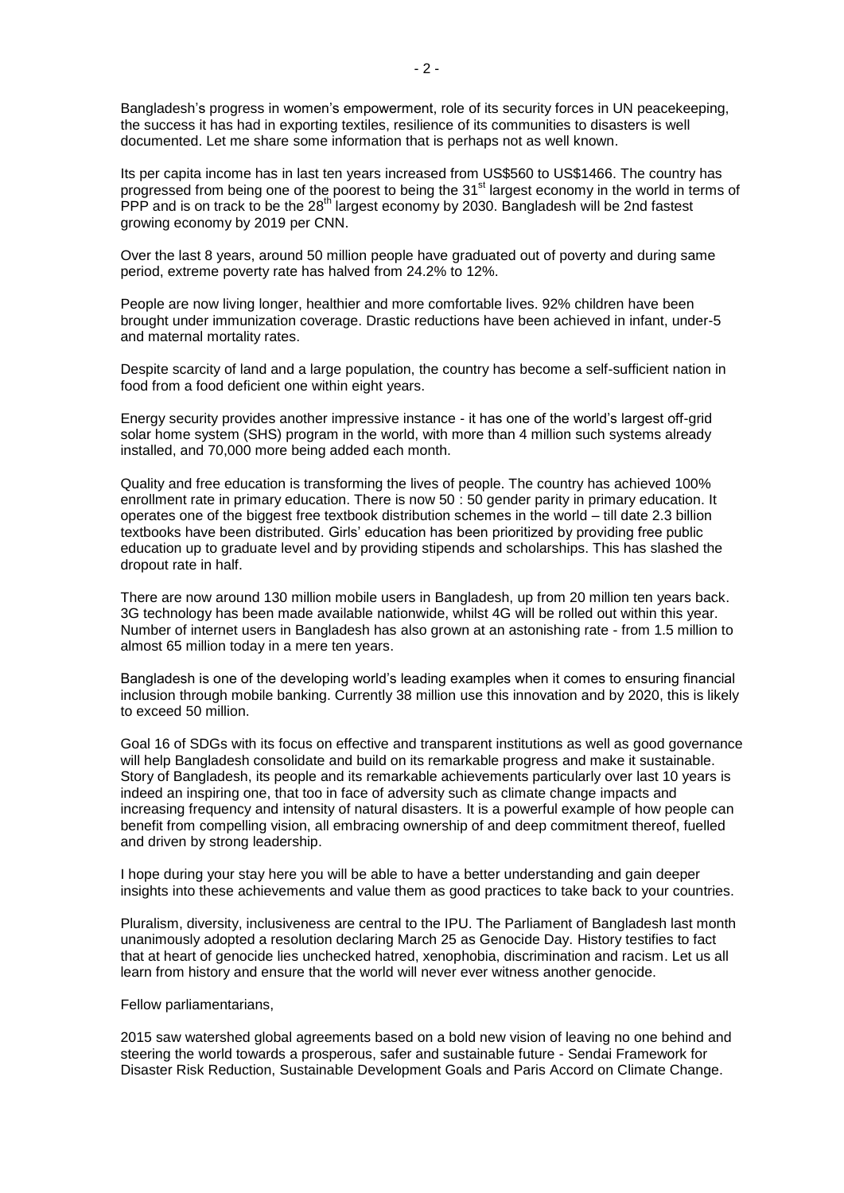Bangladesh's progress in women's empowerment, role of its security forces in UN peacekeeping, the success it has had in exporting textiles, resilience of its communities to disasters is well documented. Let me share some information that is perhaps not as well known.

Its per capita income has in last ten years increased from US$560 to US$1466. The country has progressed from being one of the poorest to being the 31st largest economy in the world in terms of PPP and is on track to be the 28th largest economy by 2030. Bangladesh will be 2nd fastest growing economy by 2019 per CNN.

Over the last 8 years, around 50 million people have graduated out of poverty and during same period, extreme poverty rate has halved from 24.2% to 12%.

People are now living longer, healthier and more comfortable lives. 92% children have been brought under immunization coverage. Drastic reductions have been achieved in infant, under-5 and maternal mortality rates.

Despite scarcity of land and a large population, the country has become a self-sufficient nation in food from a food deficient one within eight years.

Energy security provides another impressive instance - it has one of the world's largest off-grid solar home system (SHS) program in the world, with more than 4 million such systems already installed, and 70,000 more being added each month.

Quality and free education is transforming the lives of people. The country has achieved 100% enrollment rate in primary education. There is now 50 : 50 gender parity in primary education. It operates one of the biggest free textbook distribution schemes in the world – till date 2.3 billion textbooks have been distributed. Girls' education has been prioritized by providing free public education up to graduate level and by providing stipends and scholarships. This has slashed the dropout rate in half.

There are now around 130 million mobile users in Bangladesh, up from 20 million ten years back. 3G technology has been made available nationwide, whilst 4G will be rolled out within this year. Number of internet users in Bangladesh has also grown at an astonishing rate - from 1.5 million to almost 65 million today in a mere ten years.

Bangladesh is one of the developing world's leading examples when it comes to ensuring financial inclusion through mobile banking. Currently 38 million use this innovation and by 2020, this is likely to exceed 50 million.

Goal 16 of SDGs with its focus on effective and transparent institutions as well as good governance will help Bangladesh consolidate and build on its remarkable progress and make it sustainable. Story of Bangladesh, its people and its remarkable achievements particularly over last 10 years is indeed an inspiring one, that too in face of adversity such as climate change impacts and increasing frequency and intensity of natural disasters. It is a powerful example of how people can benefit from compelling vision, all embracing ownership of and deep commitment thereof, fuelled and driven by strong leadership.

I hope during your stay here you will be able to have a better understanding and gain deeper insights into these achievements and value them as good practices to take back to your countries.

Pluralism, diversity, inclusiveness are central to the IPU. The Parliament of Bangladesh last month unanimously adopted a resolution declaring March 25 as Genocide Day. History testifies to fact that at heart of genocide lies unchecked hatred, xenophobia, discrimination and racism. Let us all learn from history and ensure that the world will never ever witness another genocide.

Fellow parliamentarians,

2015 saw watershed global agreements based on a bold new vision of leaving no one behind and steering the world towards a prosperous, safer and sustainable future - Sendai Framework for Disaster Risk Reduction, Sustainable Development Goals and Paris Accord on Climate Change.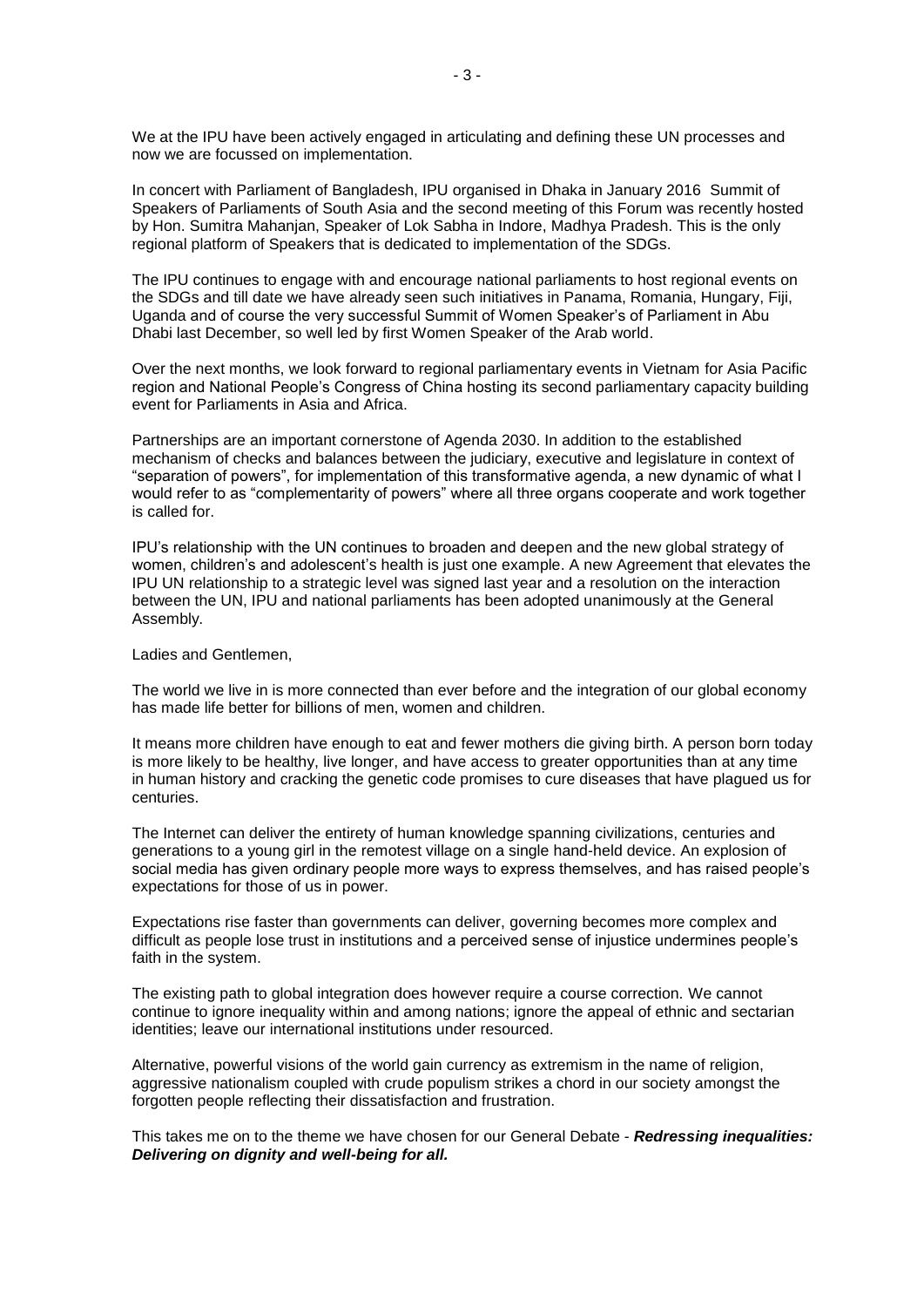We at the IPU have been actively engaged in articulating and defining these UN processes and now we are focussed on implementation.

In concert with Parliament of Bangladesh, IPU organised in Dhaka in January 2016 Summit of Speakers of Parliaments of South Asia and the second meeting of this Forum was recently hosted by Hon. Sumitra Mahanjan, Speaker of Lok Sabha in Indore, Madhya Pradesh. This is the only regional platform of Speakers that is dedicated to implementation of the SDGs.

The IPU continues to engage with and encourage national parliaments to host regional events on the SDGs and till date we have already seen such initiatives in Panama, Romania, Hungary, Fiji, Uganda and of course the very successful Summit of Women Speaker's of Parliament in Abu Dhabi last December, so well led by first Women Speaker of the Arab world.

Over the next months, we look forward to regional parliamentary events in Vietnam for Asia Pacific region and National People's Congress of China hosting its second parliamentary capacity building event for Parliaments in Asia and Africa.

Partnerships are an important cornerstone of Agenda 2030. In addition to the established mechanism of checks and balances between the judiciary, executive and legislature in context of "separation of powers", for implementation of this transformative agenda, a new dynamic of what I would refer to as "complementarity of powers" where all three organs cooperate and work together is called for.

IPU's relationship with the UN continues to broaden and deepen and the new global strategy of women, children's and adolescent's health is just one example. A new Agreement that elevates the IPU UN relationship to a strategic level was signed last year and a resolution on the interaction between the UN, IPU and national parliaments has been adopted unanimously at the General Assembly.

Ladies and Gentlemen,

The world we live in is more connected than ever before and the integration of our global economy has made life better for billions of men, women and children.

It means more children have enough to eat and fewer mothers die giving birth. A person born today is more likely to be healthy, live longer, and have access to greater opportunities than at any time in human history and cracking the genetic code promises to cure diseases that have plagued us for centuries.

The Internet can deliver the entirety of human knowledge spanning civilizations, centuries and generations to a young girl in the remotest village on a single hand-held device. An explosion of social media has given ordinary people more ways to express themselves, and has raised people's expectations for those of us in power.

Expectations rise faster than governments can deliver, governing becomes more complex and difficult as people lose trust in institutions and a perceived sense of injustice undermines people's faith in the system.

The existing path to global integration does however require a course correction. We cannot continue to ignore inequality within and among nations; ignore the appeal of ethnic and sectarian identities; leave our international institutions under resourced.

Alternative, powerful visions of the world gain currency as extremism in the name of religion, aggressive nationalism coupled with crude populism strikes a chord in our society amongst the forgotten people reflecting their dissatisfaction and frustration.

This takes me on to the theme we have chosen for our General Debate - ***Redressing inequalities: Delivering on dignity and well-being for all.***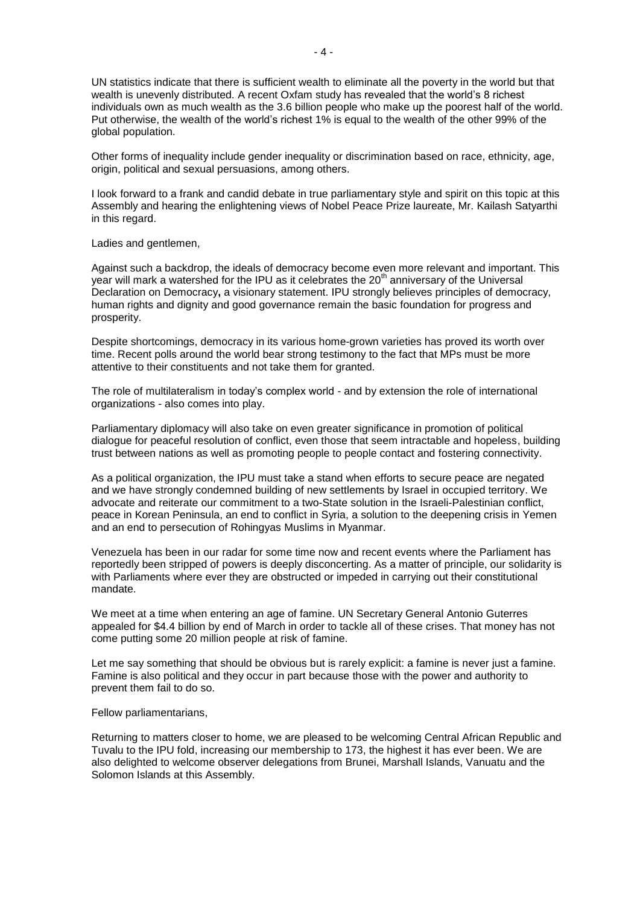UN statistics indicate that there is sufficient wealth to eliminate all the poverty in the world but that wealth is unevenly distributed. A recent Oxfam study has revealed that the world's 8 richest individuals own as much wealth as the 3.6 billion people who make up the poorest half of the world. Put otherwise, the wealth of the world's richest 1% is equal to the wealth of the other 99% of the global population.

Other forms of inequality include gender inequality or discrimination based on race, ethnicity, age, origin, political and sexual persuasions, among others.

I look forward to a frank and candid debate in true parliamentary style and spirit on this topic at this Assembly and hearing the enlightening views of Nobel Peace Prize laureate, Mr. Kailash Satyarthi in this regard.

Ladies and gentlemen,

Against such a backdrop, the ideals of democracy become even more relevant and important. This year will mark a watershed for the IPU as it celebrates the 20th anniversary of the Universal Declaration on Democracy**,** a visionary statement. IPU strongly believes principles of democracy, human rights and dignity and good governance remain the basic foundation for progress and prosperity.

Despite shortcomings, democracy in its various home-grown varieties has proved its worth over time. Recent polls around the world bear strong testimony to the fact that MPs must be more attentive to their constituents and not take them for granted.

The role of multilateralism in today's complex world - and by extension the role of international organizations - also comes into play.

Parliamentary diplomacy will also take on even greater significance in promotion of political dialogue for peaceful resolution of conflict, even those that seem intractable and hopeless, building trust between nations as well as promoting people to people contact and fostering connectivity.

As a political organization, the IPU must take a stand when efforts to secure peace are negated and we have strongly condemned building of new settlements by Israel in occupied territory. We advocate and reiterate our commitment to a two-State solution in the Israeli-Palestinian conflict, peace in Korean Peninsula, an end to conflict in Syria, a solution to the deepening crisis in Yemen and an end to persecution of Rohingyas Muslims in Myanmar.

Venezuela has been in our radar for some time now and recent events where the Parliament has reportedly been stripped of powers is deeply disconcerting. As a matter of principle, our solidarity is with Parliaments where ever they are obstructed or impeded in carrying out their constitutional mandate.

We meet at a time when entering an age of famine. UN Secretary General Antonio Guterres appealed for $4.4 billion by end of March in order to tackle all of these crises. That money has not come putting some 20 million people at risk of famine.

Let me say something that should be obvious but is rarely explicit: a famine is never just a famine. Famine is also political and they occur in part because those with the power and authority to prevent them fail to do so.

Fellow parliamentarians,

Returning to matters closer to home, we are pleased to be welcoming Central African Republic and Tuvalu to the IPU fold, increasing our membership to 173, the highest it has ever been. We are also delighted to welcome observer delegations from Brunei, Marshall Islands, Vanuatu and the Solomon Islands at this Assembly.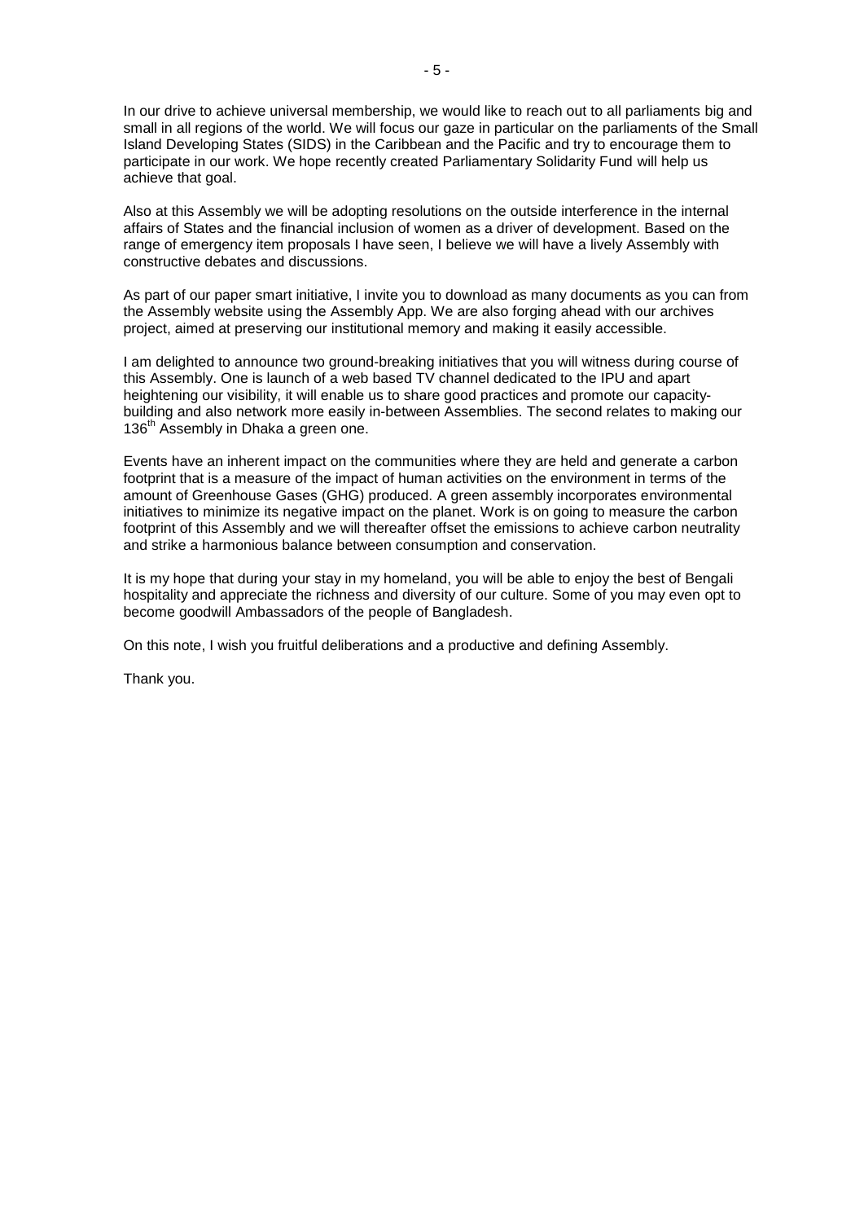In our drive to achieve universal membership, we would like to reach out to all parliaments big and small in all regions of the world. We will focus our gaze in particular on the parliaments of the Small Island Developing States (SIDS) in the Caribbean and the Pacific and try to encourage them to participate in our work. We hope recently created Parliamentary Solidarity Fund will help us achieve that goal.

Also at this Assembly we will be adopting resolutions on the outside interference in the internal affairs of States and the financial inclusion of women as a driver of development. Based on the range of emergency item proposals I have seen, I believe we will have a lively Assembly with constructive debates and discussions.

As part of our paper smart initiative, I invite you to download as many documents as you can from the Assembly website using the Assembly App. We are also forging ahead with our archives project, aimed at preserving our institutional memory and making it easily accessible.

I am delighted to announce two ground-breaking initiatives that you will witness during course of this Assembly. One is launch of a web based TV channel dedicated to the IPU and apart heightening our visibility, it will enable us to share good practices and promote our capacity-building and also network more easily in-between Assemblies. The second relates to making our 136th Assembly in Dhaka a green one.

Events have an inherent impact on the communities where they are held and generate a carbon footprint that is a measure of the impact of human activities on the environment in terms of the amount of Greenhouse Gases (GHG) produced. A green assembly incorporates environmental initiatives to minimize its negative impact on the planet. Work is on going to measure the carbon footprint of this Assembly and we will thereafter offset the emissions to achieve carbon neutrality and strike a harmonious balance between consumption and conservation.

It is my hope that during your stay in my homeland, you will be able to enjoy the best of Bengali hospitality and appreciate the richness and diversity of our culture. Some of you may even opt to become goodwill Ambassadors of the people of Bangladesh.

On this note, I wish you fruitful deliberations and a productive and defining Assembly.

Thank you.